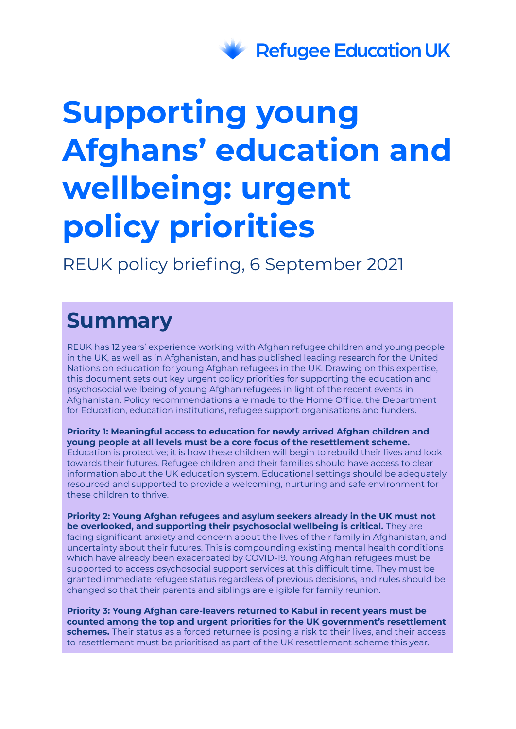Refugee Education UK

# Supporting young Afghans' education and wellbeing: urgent policy priorities

REUK policy briefing, 6 September 2021

## Summary

REUK has 12 years' experience working with Afghan refugee children and young people in the UK, as well as in Afghanistan, and has published leading research for the United Nations on education for young Afghan refugees in the UK. Drawing on this expertise, this document sets out key urgent policy priorities for supporting the education and psychosocial wellbeing of young Afghan refugees in light of the recent events in Afghanistan. Policy recommendations are made to the Home Office, the Department for Education, education institutions, refugee support organisations and funders.

**Priority 1: Meaningful access to education for newly arrived Afghan children and young people at all levels must be a core focus of the resettlement scheme.** Education is protective; it is how these children will begin to rebuild their lives and look towards their futures. Refugee children and their families should have access to clear information about the UK education system. Educational settings should be adequately resourced and supported to provide a welcoming, nurturing and safe environment for these children to thrive.

**Priority 2: Young Afghan refugees and asylum seekers already in the UK must not be overlooked, and supporting their psychosocial wellbeing is critical.** They are facing significant anxiety and concern about the lives of their family in Afghanistan, and uncertainty about their futures. This is compounding existing mental health conditions which have already been exacerbated by COVID-19. Young Afghan refugees must be supported to access psychosocial support services at this difficult time. They must be granted immediate refugee status regardless of previous decisions, and rules should be changed so that their parents and siblings are eligible for family reunion.

**Priority 3: Young Afghan care-leavers returned to Kabul in recent years must be counted among the top and urgent priorities for the UK government's resettlement schemes.** Their status as a forced returnee is posing a risk to their lives, and their access to resettlement must be prioritised as part of the UK resettlement scheme this year.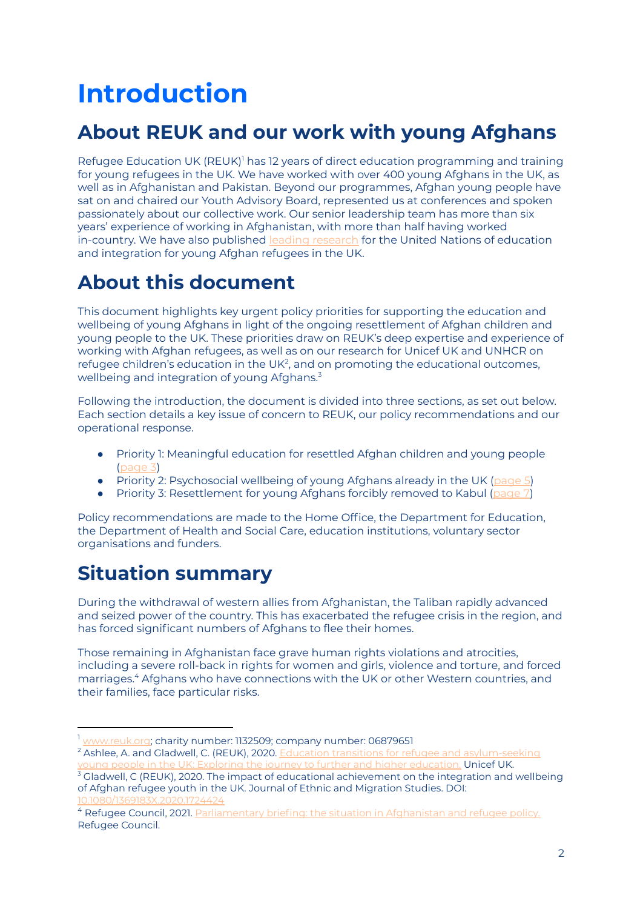# Introduction

## About REUK and our work with young Afghans

Refugee Education UK (REUK)[1] has 12 years of direct education programming and training for young refugees in the UK. We have worked with over 400 young Afghans in the UK, as well as in Afghanistan and Pakistan. Beyond our programmes, Afghan young people have sat on and chaired our Youth Advisory Board, represented us at conferences and spoken passionately about our collective work. Our senior leadership team has more than six years' experience of working in Afghanistan, with more than half having worked in-country. We have also published leading research for the United Nations of education and integration for young Afghan refugees in the UK.

## About this document

This document highlights key urgent policy priorities for supporting the education and wellbeing of young Afghans in light of the ongoing resettlement of Afghan children and young people to the UK. These priorities draw on REUK's deep expertise and experience of working with Afghan refugees, as well as on our research for Unicef UK and UNHCR on refugee children's education in the UK[2], and on promoting the educational outcomes, wellbeing and integration of young Afghans.[3]

Following the introduction, the document is divided into three sections, as set out below. Each section details a key issue of concern to REUK, our policy recommendations and our operational response.

- Priority 1: Meaningful education for resettled Afghan children and young people (page 3)
- Priority 2: Psychosocial wellbeing of young Afghans already in the UK (page 5)
- Priority 3: Resettlement for young Afghans forcibly removed to Kabul (page 7)

Policy recommendations are made to the Home Office, the Department for Education, the Department of Health and Social Care, education institutions, voluntary sector organisations and funders.

## Situation summary

During the withdrawal of western allies from Afghanistan, the Taliban rapidly advanced and seized power of the country. This has exacerbated the refugee crisis in the region, and has forced significant numbers of Afghans to flee their homes.

Those remaining in Afghanistan face grave human rights violations and atrocities, including a severe roll-back in rights for women and girls, violence and torture, and forced marriages.[4] Afghans who have connections with the UK or other Western countries, and their families, face particular risks.

---

[1] www.reuk.org; charity number: 1132509; company number: 06879651

[2] Ashlee, A. and Gladwell, C. (REUK), 2020. Education transitions for refugee and asylum-seeking young people in the UK: Exploring the journey to further and higher education. Unicef UK.

[3] Gladwell, C (REUK), 2020. The impact of educational achievement on the integration and wellbeing of Afghan refugee youth in the UK. Journal of Ethnic and Migration Studies. DOI: 10.1080/1369183X.2020.1724424

[4] Refugee Council, 2021. Parliamentary briefing: the situation in Afghanistan and refugee policy. Refugee Council.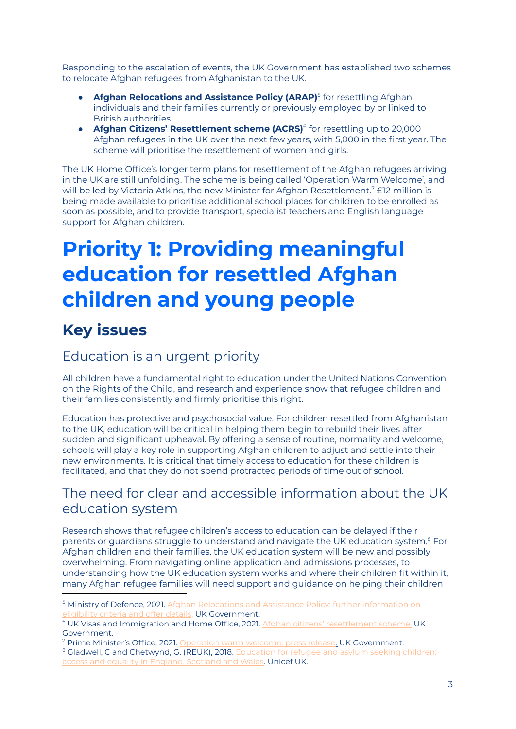Responding to the escalation of events, the UK Government has established two schemes to relocate Afghan refugees from Afghanistan to the UK.

- **Afghan Relocations and Assistance Policy (ARAP)**[5] for resettling Afghan individuals and their families currently or previously employed by or linked to British authorities.
- **Afghan Citizens' Resettlement scheme (ACRS)**[6] for resettling up to 20,000 Afghan refugees in the UK over the next few years, with 5,000 in the first year. The scheme will prioritise the resettlement of women and girls.

The UK Home Office's longer term plans for resettlement of the Afghan refugees arriving in the UK are still unfolding. The scheme is being called 'Operation Warm Welcome', and will be led by Victoria Atkins, the new Minister for Afghan Resettlement.[7] £12 million is being made available to prioritise additional school places for children to be enrolled as soon as possible, and to provide transport, specialist teachers and English language support for Afghan children.

# Priority 1: Providing meaningful education for resettled Afghan children and young people

## Key issues

### Education is an urgent priority

All children have a fundamental right to education under the United Nations Convention on the Rights of the Child, and research and experience show that refugee children and their families consistently and firmly prioritise this right.

Education has protective and psychosocial value. For children resettled from Afghanistan to the UK, education will be critical in helping them begin to rebuild their lives after sudden and significant upheaval. By offering a sense of routine, normality and welcome, schools will play a key role in supporting Afghan children to adjust and settle into their new environments. It is critical that timely access to education for these children is facilitated, and that they do not spend protracted periods of time out of school.

### The need for clear and accessible information about the UK education system

Research shows that refugee children's access to education can be delayed if their parents or guardians struggle to understand and navigate the UK education system.[8] For Afghan children and their families, the UK education system will be new and possibly overwhelming. From navigating online application and admissions processes, to understanding how the UK education system works and where their children fit within it, many Afghan refugee families will need support and guidance on helping their children

---

[5] Ministry of Defence, 2021. Afghan Relocations and Assistance Policy: further information on eligibility criteria and offer details. UK Government.

[6] UK Visas and Immigration and Home Office, 2021. Afghan citizens' resettlement scheme. UK Government.

[7] Prime Minister's Office, 2021. Operation warm welcome: press release. UK Government.

[8] Gladwell, C and Chetwynd, G. (REUK), 2018. Education for refugee and asylum seeking children: access and equality in England, Scotland and Wales. Unicef UK.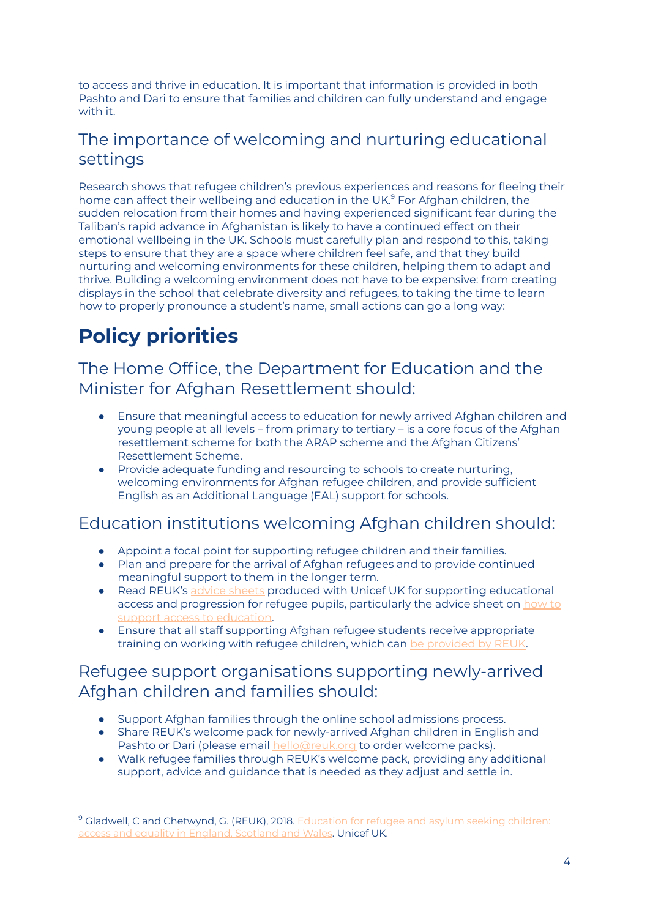to access and thrive in education. It is important that information is provided in both Pashto and Dari to ensure that families and children can fully understand and engage with it.

## The importance of welcoming and nurturing educational settings

Research shows that refugee children's previous experiences and reasons for fleeing their home can affect their wellbeing and education in the UK.[9] For Afghan children, the sudden relocation from their homes and having experienced significant fear during the Taliban's rapid advance in Afghanistan is likely to have a continued effect on their emotional wellbeing in the UK. Schools must carefully plan and respond to this, taking steps to ensure that they are a space where children feel safe, and that they build nurturing and welcoming environments for these children, helping them to adapt and thrive. Building a welcoming environment does not have to be expensive: from creating displays in the school that celebrate diversity and refugees, to taking the time to learn how to properly pronounce a student's name, small actions can go a long way:

# Policy priorities

## The Home Office, the Department for Education and the Minister for Afghan Resettlement should:

- Ensure that meaningful access to education for newly arrived Afghan children and young people at all levels – from primary to tertiary – is a core focus of the Afghan resettlement scheme for both the ARAP scheme and the Afghan Citizens' Resettlement Scheme.
- Provide adequate funding and resourcing to schools to create nurturing, welcoming environments for Afghan refugee children, and provide sufficient English as an Additional Language (EAL) support for schools.

## Education institutions welcoming Afghan children should:

- Appoint a focal point for supporting refugee children and their families.
- Plan and prepare for the arrival of Afghan refugees and to provide continued meaningful support to them in the longer term.
- Read REUK's advice sheets produced with Unicef UK for supporting educational access and progression for refugee pupils, particularly the advice sheet on how to support access to education.
- Ensure that all staff supporting Afghan refugee students receive appropriate training on working with refugee children, which can be provided by REUK.

## Refugee support organisations supporting newly-arrived Afghan children and families should:

- Support Afghan families through the online school admissions process.
- Share REUK's welcome pack for newly-arrived Afghan children in English and Pashto or Dari (please email hello@reuk.org to order welcome packs).
- Walk refugee families through REUK's welcome pack, providing any additional support, advice and guidance that is needed as they adjust and settle in.

---

[9] Gladwell, C and Chetwynd, G. (REUK), 2018. Education for refugee and asylum seeking children: access and equality in England, Scotland and Wales. Unicef UK.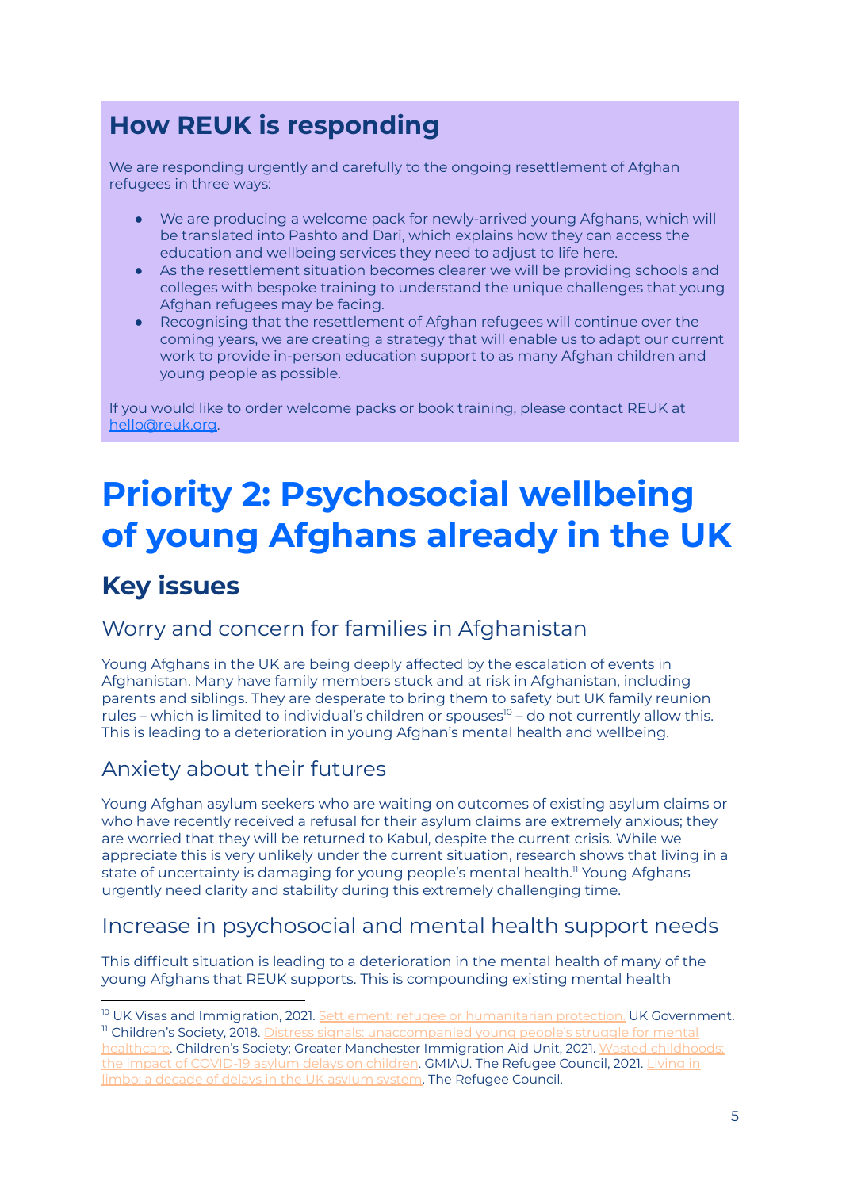## How REUK is responding

We are responding urgently and carefully to the ongoing resettlement of Afghan refugees in three ways:

- We are producing a welcome pack for newly-arrived young Afghans, which will be translated into Pashto and Dari, which explains how they can access the education and wellbeing services they need to adjust to life here.
- As the resettlement situation becomes clearer we will be providing schools and colleges with bespoke training to understand the unique challenges that young Afghan refugees may be facing.
- Recognising that the resettlement of Afghan refugees will continue over the coming years, we are creating a strategy that will enable us to adapt our current work to provide in-person education support to as many Afghan children and young people as possible.

If you would like to order welcome packs or book training, please contact REUK at hello@reuk.org.

# Priority 2: Psychosocial wellbeing of young Afghans already in the UK

## Key issues

### Worry and concern for families in Afghanistan

Young Afghans in the UK are being deeply affected by the escalation of events in Afghanistan. Many have family members stuck and at risk in Afghanistan, including parents and siblings. They are desperate to bring them to safety but UK family reunion rules – which is limited to individual's children or spouses[10] – do not currently allow this. This is leading to a deterioration in young Afghan's mental health and wellbeing.

### Anxiety about their futures

Young Afghan asylum seekers who are waiting on outcomes of existing asylum claims or who have recently received a refusal for their asylum claims are extremely anxious; they are worried that they will be returned to Kabul, despite the current crisis. While we appreciate this is very unlikely under the current situation, research shows that living in a state of uncertainty is damaging for young people's mental health.[11] Young Afghans urgently need clarity and stability during this extremely challenging time.

### Increase in psychosocial and mental health support needs

This difficult situation is leading to a deterioration in the mental health of many of the young Afghans that REUK supports. This is compounding existing mental health

---

[10] UK Visas and Immigration, 2021. Settlement: refugee or humanitarian protection. UK Government.

[11] Children's Society, 2018. Distress signals: unaccompanied young people's struggle for mental healthcare. Children's Society; Greater Manchester Immigration Aid Unit, 2021. Wasted childhoods: the impact of COVID-19 asylum delays on children. GMIAU. The Refugee Council, 2021. Living in limbo: a decade of delays in the UK asylum system. The Refugee Council.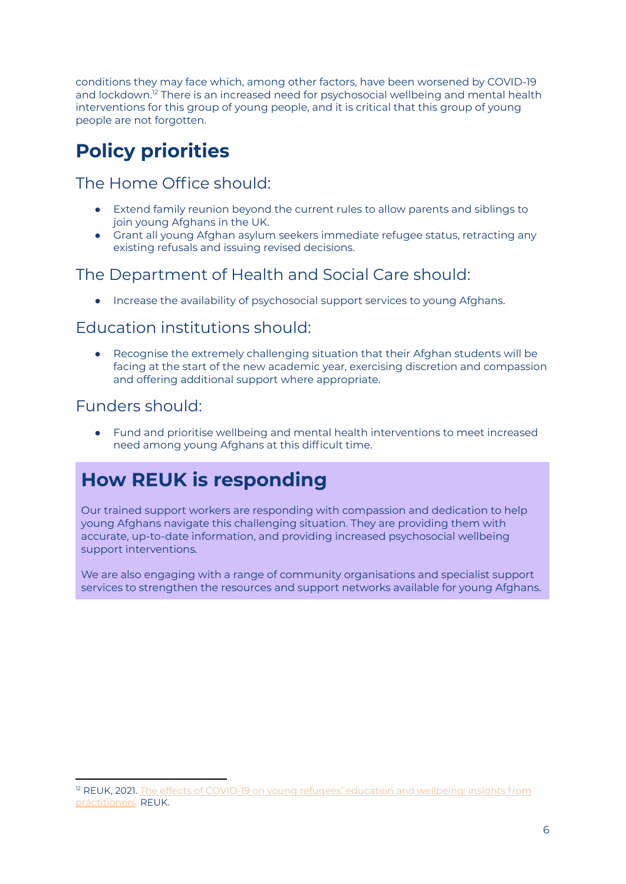conditions they may face which, among other factors, have been worsened by COVID-19 and lockdown.[12] There is an increased need for psychosocial wellbeing and mental health interventions for this group of young people, and it is critical that this group of young people are not forgotten.

# Policy priorities

## The Home Office should:

- Extend family reunion beyond the current rules to allow parents and siblings to join young Afghans in the UK.
- Grant all young Afghan asylum seekers immediate refugee status, retracting any existing refusals and issuing revised decisions.

## The Department of Health and Social Care should:

- Increase the availability of psychosocial support services to young Afghans.

## Education institutions should:

- Recognise the extremely challenging situation that their Afghan students will be facing at the start of the new academic year, exercising discretion and compassion and offering additional support where appropriate.

## Funders should:

- Fund and prioritise wellbeing and mental health interventions to meet increased need among young Afghans at this difficult time.

# How REUK is responding

Our trained support workers are responding with compassion and dedication to help young Afghans navigate this challenging situation. They are providing them with accurate, up-to-date information, and providing increased psychosocial wellbeing support interventions.

We are also engaging with a range of community organisations and specialist support services to strengthen the resources and support networks available for young Afghans.

---

[12] REUK, 2021. The effects of COVID-19 on young refugees' education and wellbeing: insights from practitioners. REUK.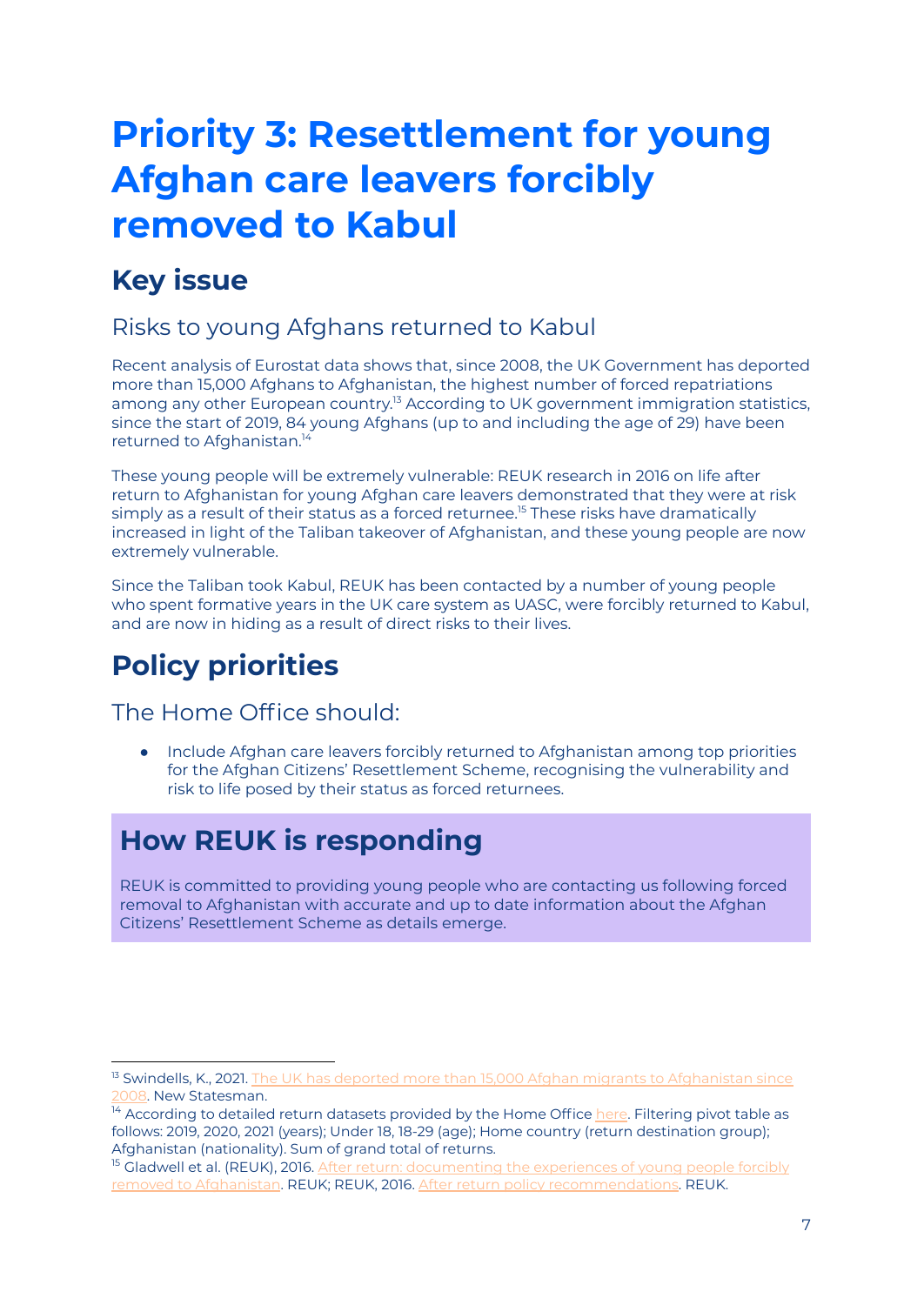# Priority 3: Resettlement for young Afghan care leavers forcibly removed to Kabul

## Key issue

### Risks to young Afghans returned to Kabul

Recent analysis of Eurostat data shows that, since 2008, the UK Government has deported more than 15,000 Afghans to Afghanistan, the highest number of forced repatriations among any other European country.[13] According to UK government immigration statistics, since the start of 2019, 84 young Afghans (up to and including the age of 29) have been returned to Afghanistan.[14]

These young people will be extremely vulnerable: REUK research in 2016 on life after return to Afghanistan for young Afghan care leavers demonstrated that they were at risk simply as a result of their status as a forced returnee.[15] These risks have dramatically increased in light of the Taliban takeover of Afghanistan, and these young people are now extremely vulnerable.

Since the Taliban took Kabul, REUK has been contacted by a number of young people who spent formative years in the UK care system as UASC, were forcibly returned to Kabul, and are now in hiding as a result of direct risks to their lives.

## Policy priorities

### The Home Office should:

- Include Afghan care leavers forcibly returned to Afghanistan among top priorities for the Afghan Citizens' Resettlement Scheme, recognising the vulnerability and risk to life posed by their status as forced returnees.

## How REUK is responding

REUK is committed to providing young people who are contacting us following forced removal to Afghanistan with accurate and up to date information about the Afghan Citizens' Resettlement Scheme as details emerge.

---

[13] Swindells, K., 2021. The UK has deported more than 15,000 Afghan migrants to Afghanistan since 2008. New Statesman.

[14] According to detailed return datasets provided by the Home Office here. Filtering pivot table as follows: 2019, 2020, 2021 (years); Under 18, 18-29 (age); Home country (return destination group); Afghanistan (nationality). Sum of grand total of returns.

[15] Gladwell et al. (REUK), 2016. After return: documenting the experiences of young people forcibly removed to Afghanistan. REUK; REUK, 2016. After return policy recommendations. REUK.